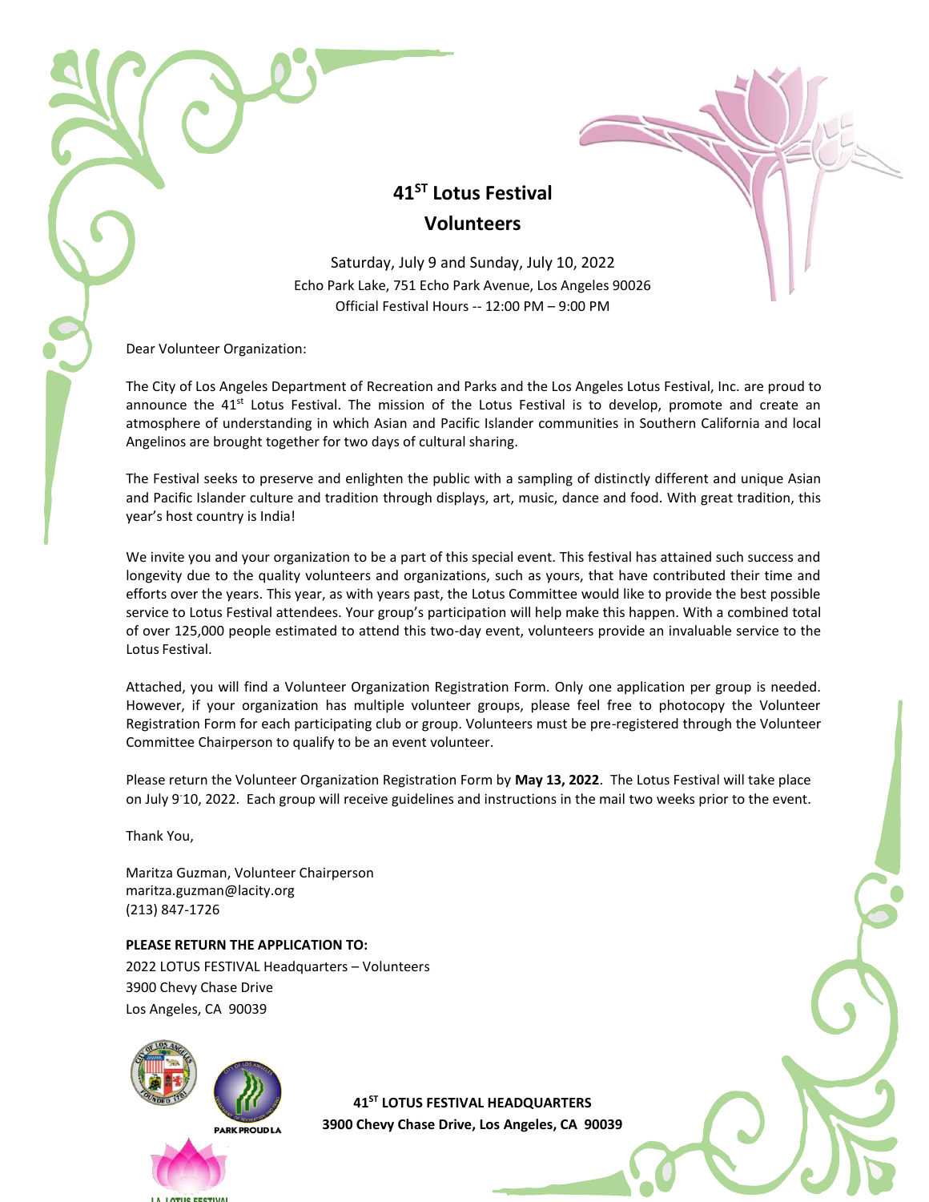# 41[ST] Lotus Festival
# Volunteers

Saturday, July 9 and Sunday, July 10, 2022
Echo Park Lake, 751 Echo Park Avenue, Los Angeles 90026
Official Festival Hours -- 12:00 PM – 9:00 PM

Dear Volunteer Organization:

The City of Los Angeles Department of Recreation and Parks and the Los Angeles Lotus Festival, Inc. are proud to announce the 41[st] Lotus Festival. The mission of the Lotus Festival is to develop, promote and create an atmosphere of understanding in which Asian and Pacific Islander communities in Southern California and local Angelinos are brought together for two days of cultural sharing.

The Festival seeks to preserve and enlighten the public with a sampling of distinctly different and unique Asian and Pacific Islander culture and tradition through displays, art, music, dance and food. With great tradition, this year's host country is India!

We invite you and your organization to be a part of this special event. This festival has attained such success and longevity due to the quality volunteers and organizations, such as yours, that have contributed their time and efforts over the years. This year, as with years past, the Lotus Committee would like to provide the best possible service to Lotus Festival attendees. Your group's participation will help make this happen. With a combined total of over 125,000 people estimated to attend this two-day event, volunteers provide an invaluable service to the Lotus Festival.

Attached, you will find a Volunteer Organization Registration Form. Only one application per group is needed. However, if your organization has multiple volunteer groups, please feel free to photocopy the Volunteer Registration Form for each participating club or group. Volunteers must be pre-registered through the Volunteer Committee Chairperson to qualify to be an event volunteer.

Please return the Volunteer Organization Registration Form by **May 13, 2022**. The Lotus Festival will take place on July 9-10, 2022. Each group will receive guidelines and instructions in the mail two weeks prior to the event.

Thank You,

Maritza Guzman, Volunteer Chairperson
maritza.guzman@lacity.org
(213) 847-1726

**PLEASE RETURN THE APPLICATION TO:**
2022 LOTUS FESTIVAL Headquarters – Volunteers
3900 Chevy Chase Drive
Los Angeles, CA 90039

PARK PROUD LA

LA LOTUS FESTIVAL

**41[ST] LOTUS FESTIVAL HEADQUARTERS**
**3900 Chevy Chase Drive, Los Angeles, CA 90039**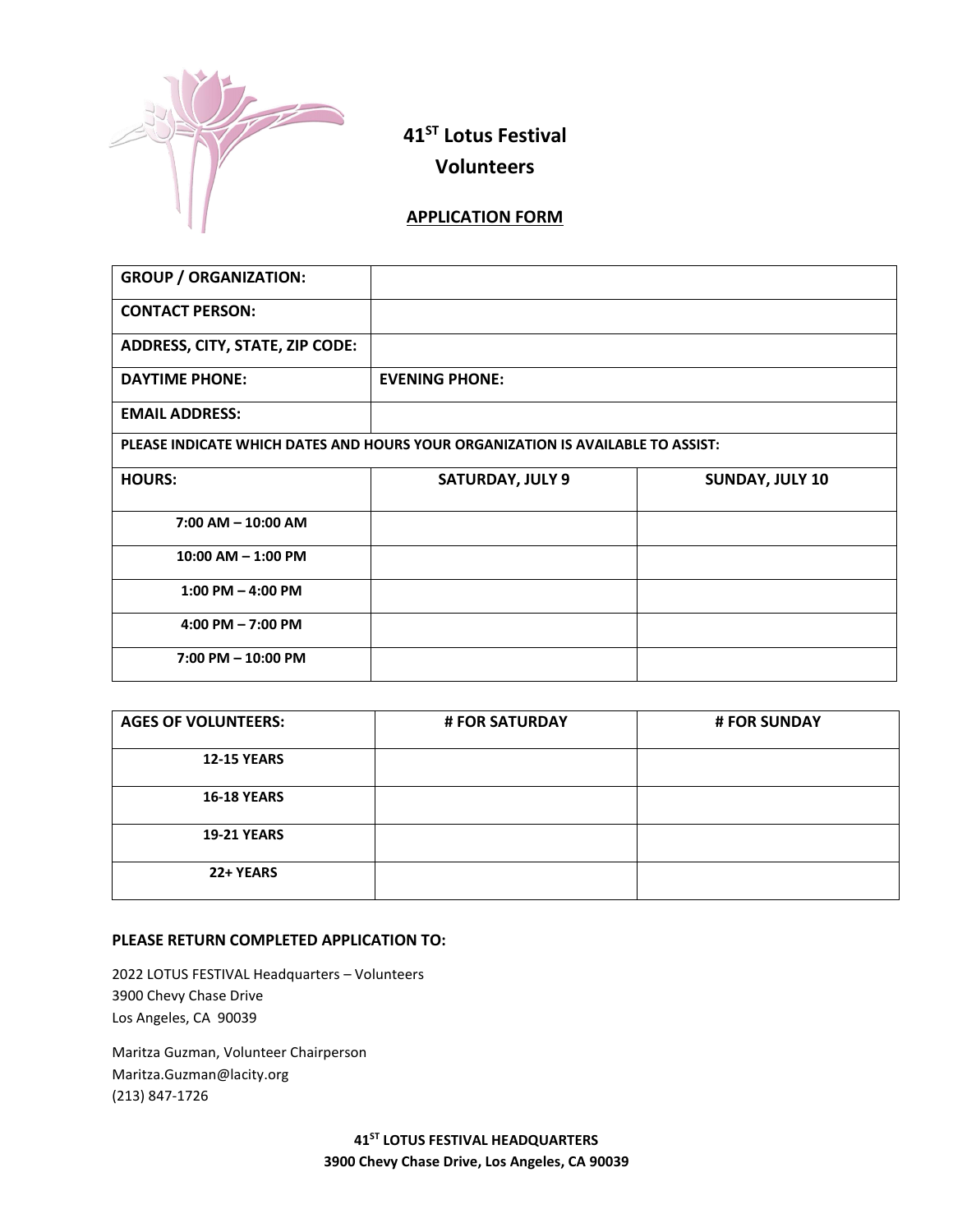# 41[ST] Lotus Festival Volunteers

## APPLICATION FORM

| | | |
|---|---|---|
| **GROUP / ORGANIZATION:** | | |
| **CONTACT PERSON:** | | |
| **ADDRESS, CITY, STATE, ZIP CODE:** | | |
| **DAYTIME PHONE:** | **EVENING PHONE:** | |
| **EMAIL ADDRESS:** | | |
| **PLEASE INDICATE WHICH DATES AND HOURS YOUR ORGANIZATION IS AVAILABLE TO ASSIST:** | | |
| **HOURS:** | **SATURDAY, JULY 9** | **SUNDAY, JULY 10** |
| **7:00 AM – 10:00 AM** | | |
| **10:00 AM – 1:00 PM** | | |
| **1:00 PM – 4:00 PM** | | |
| **4:00 PM – 7:00 PM** | | |
| **7:00 PM – 10:00 PM** | | |

| **AGES OF VOLUNTEERS:** | **# FOR SATURDAY** | **# FOR SUNDAY** |
|---|---|---|
| **12-15 YEARS** | | |
| **16-18 YEARS** | | |
| **19-21 YEARS** | | |
| **22+ YEARS** | | |

**PLEASE RETURN COMPLETED APPLICATION TO:**

2022 LOTUS FESTIVAL Headquarters – Volunteers
3900 Chevy Chase Drive
Los Angeles, CA 90039

Maritza Guzman, Volunteer Chairperson
Maritza.Guzman@lacity.org
(213) 847-1726

**41[ST] LOTUS FESTIVAL HEADQUARTERS**
**3900 Chevy Chase Drive, Los Angeles, CA 90039**